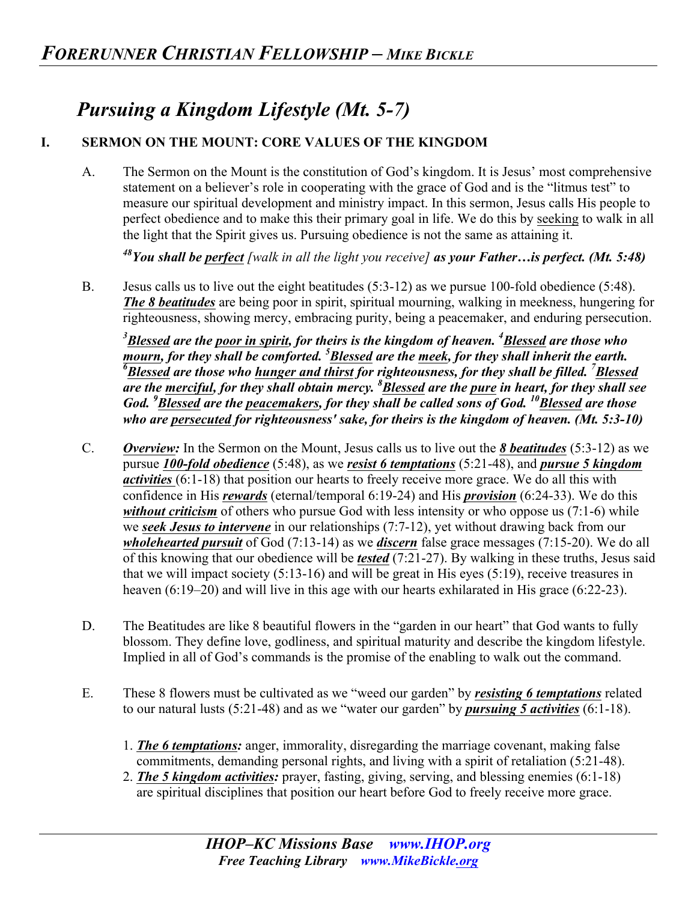# *Pursuing a Kingdom Lifestyle (Mt. 5-7)*

## I. SERMON ON THE MOUNT: CORE VALUES OF THE KINGDOM

A. The Sermon on the Mount is the constitution of God's kingdom. It is Jesus' most comprehensive statement on a believer's role in cooperating with the grace of God and is the "litmus test" to measure our spiritual development and ministry impact. In this sermon, Jesus calls His people to perfect obedience and to make this their primary goal in life. We do this by <u>seeking</u> to walk in all the light that the Spirit gives us. Pursuing obedience is not the same as attaining it.

> [48]***You shall be <u>perfect</u>*** *[walk in all the light you receive]* ***as your Father…is perfect. (Mt. 5:48)***

B. Jesus calls us to live out the eight beatitudes (5:3-12) as we pursue 100-fold obedience (5:48). ***<u>The 8 beatitudes</u>*** are being poor in spirit, spiritual mourning, walking in meekness, hungering for righteousness, showing mercy, embracing purity, being a peacemaker, and enduring persecution.

> ***[3]<u>Blessed</u> are the <u>poor in spirit</u>, for theirs is the kingdom of heaven. [4]<u>Blessed</u> are those who <u>mourn</u>, for they shall be comforted. [5]<u>Blessed</u> are the <u>meek</u>, for they shall inherit the earth. [6]<u>Blessed</u> are those who <u>hunger and thirst</u> for righteousness, for they shall be filled. [7]<u>Blessed</u> are the <u>merciful</u>, for they shall obtain mercy. [8]<u>Blessed</u> are the <u>pure</u> in heart, for they shall see God. [9]<u>Blessed</u> are the <u>peacemakers</u>, for they shall be called sons of God. [10]<u>Blessed</u> are those who are <u>persecuted</u> for righteousness' sake, for theirs is the kingdom of heaven. (Mt. 5:3-10)***

C. ***<u>Overview:</u>*** In the Sermon on the Mount, Jesus calls us to live out the ***<u>8 beatitudes</u>*** (5:3-12) as we pursue ***<u>100-fold obedience</u>*** (5:48), as we ***<u>resist 6 temptations</u>*** (5:21-48), and ***<u>pursue 5 kingdom activities</u>*** (6:1-18) that position our hearts to freely receive more grace. We do all this with confidence in His ***<u>rewards</u>*** (eternal/temporal 6:19-24) and His ***<u>provision</u>*** (6:24-33). We do this ***<u>without criticism</u>*** of others who pursue God with less intensity or who oppose us (7:1-6) while we ***<u>seek Jesus to intervene</u>*** in our relationships (7:7-12), yet without drawing back from our ***<u>wholehearted pursuit</u>*** of God (7:13-14) as we ***<u>discern</u>*** false grace messages (7:15-20). We do all of this knowing that our obedience will be ***<u>tested</u>*** (7:21-27). By walking in these truths, Jesus said that we will impact society (5:13-16) and will be great in His eyes (5:19), receive treasures in heaven (6:19–20) and will live in this age with our hearts exhilarated in His grace (6:22-23).

D. The Beatitudes are like 8 beautiful flowers in the "garden in our heart" that God wants to fully blossom. They define love, godliness, and spiritual maturity and describe the kingdom lifestyle. Implied in all of God's commands is the promise of the enabling to walk out the command.

E. These 8 flowers must be cultivated as we "weed our garden" by ***<u>resisting 6 temptations</u>*** related to our natural lusts (5:21-48) and as we "water our garden" by ***<u>pursuing 5 activities</u>*** (6:1-18).

1. ***<u>The 6 temptations</u>:*** anger, immorality, disregarding the marriage covenant, making false commitments, demanding personal rights, and living with a spirit of retaliation (5:21-48).
2. ***<u>The 5 kingdom activities</u>:*** prayer, fasting, giving, serving, and blessing enemies (6:1-18) are spiritual disciplines that position our heart before God to freely receive more grace.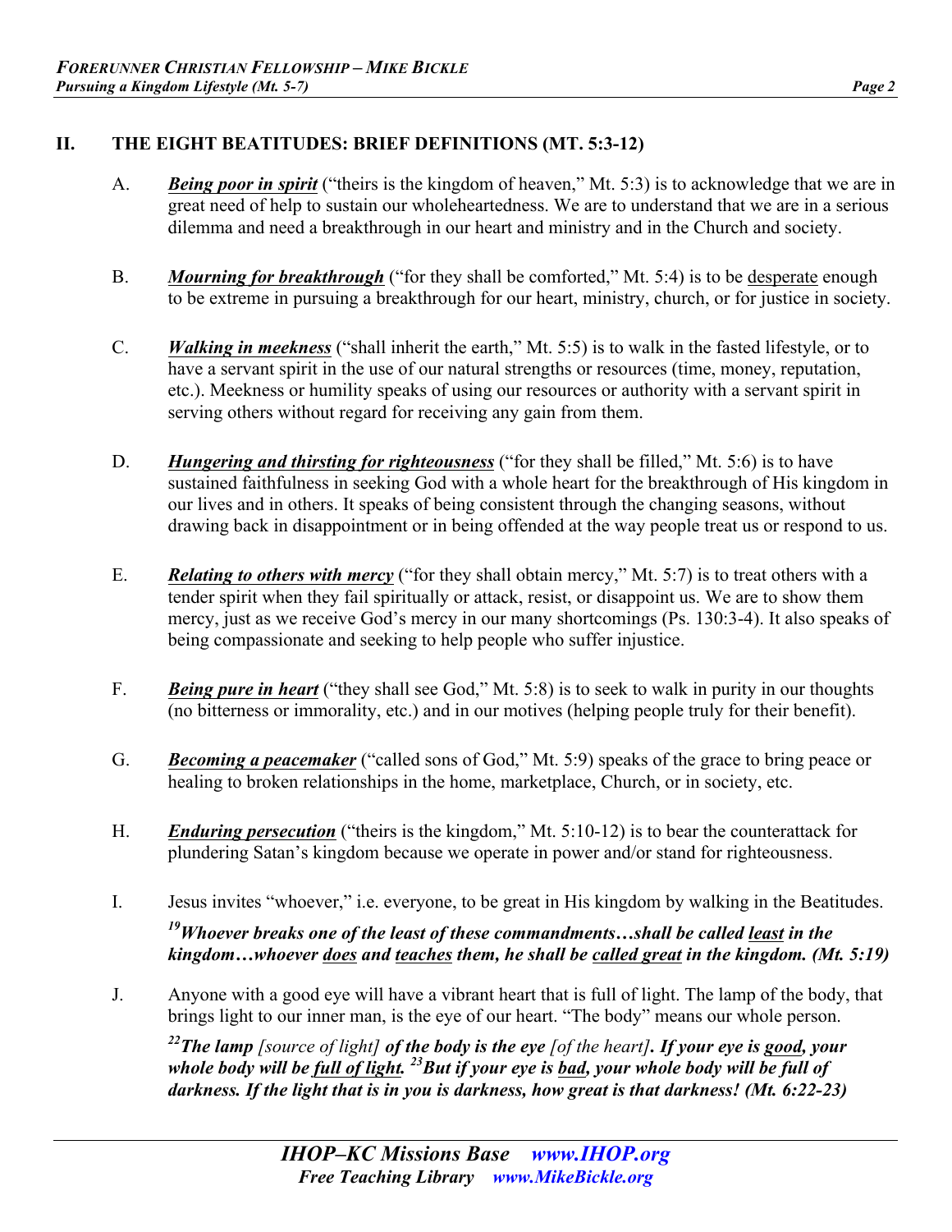## II. THE EIGHT BEATITUDES: BRIEF DEFINITIONS (MT. 5:3-12)

A. ***Being poor in spirit*** ("theirs is the kingdom of heaven," Mt. 5:3) is to acknowledge that we are in great need of help to sustain our wholeheartedness. We are to understand that we are in a serious dilemma and need a breakthrough in our heart and ministry and in the Church and society.

B. ***Mourning for breakthrough*** ("for they shall be comforted," Mt. 5:4) is to be desperate enough to be extreme in pursuing a breakthrough for our heart, ministry, church, or for justice in society.

C. ***Walking in meekness*** ("shall inherit the earth," Mt. 5:5) is to walk in the fasted lifestyle, or to have a servant spirit in the use of our natural strengths or resources (time, money, reputation, etc.). Meekness or humility speaks of using our resources or authority with a servant spirit in serving others without regard for receiving any gain from them.

D. ***Hungering and thirsting for righteousness*** ("for they shall be filled," Mt. 5:6) is to have sustained faithfulness in seeking God with a whole heart for the breakthrough of His kingdom in our lives and in others. It speaks of being consistent through the changing seasons, without drawing back in disappointment or in being offended at the way people treat us or respond to us.

E. ***Relating to others with mercy*** ("for they shall obtain mercy," Mt. 5:7) is to treat others with a tender spirit when they fail spiritually or attack, resist, or disappoint us. We are to show them mercy, just as we receive God's mercy in our many shortcomings (Ps. 130:3-4). It also speaks of being compassionate and seeking to help people who suffer injustice.

F. ***Being pure in heart*** ("they shall see God," Mt. 5:8) is to seek to walk in purity in our thoughts (no bitterness or immorality, etc.) and in our motives (helping people truly for their benefit).

G. ***Becoming a peacemaker*** ("called sons of God," Mt. 5:9) speaks of the grace to bring peace or healing to broken relationships in the home, marketplace, Church, or in society, etc.

H. ***Enduring persecution*** ("theirs is the kingdom," Mt. 5:10-12) is to bear the counterattack for plundering Satan's kingdom because we operate in power and/or stand for righteousness.

I. Jesus invites "whoever," i.e. everyone, to be great in His kingdom by walking in the Beatitudes.

***19 Whoever breaks one of the least of these commandments…shall be called least in the kingdom…whoever does and teaches them, he shall be called great in the kingdom. (Mt. 5:19)***

J. Anyone with a good eye will have a vibrant heart that is full of light. The lamp of the body, that brings light to our inner man, is the eye of our heart. "The body" means our whole person.

***22 The lamp*** *[source of light]* ***of the body is the eye*** *[of the heart]****. If your eye is good, your whole body will be full of light. 23 But if your eye is bad, your whole body will be full of darkness. If the light that is in you is darkness, how great is that darkness! (Mt. 6:22-23)***